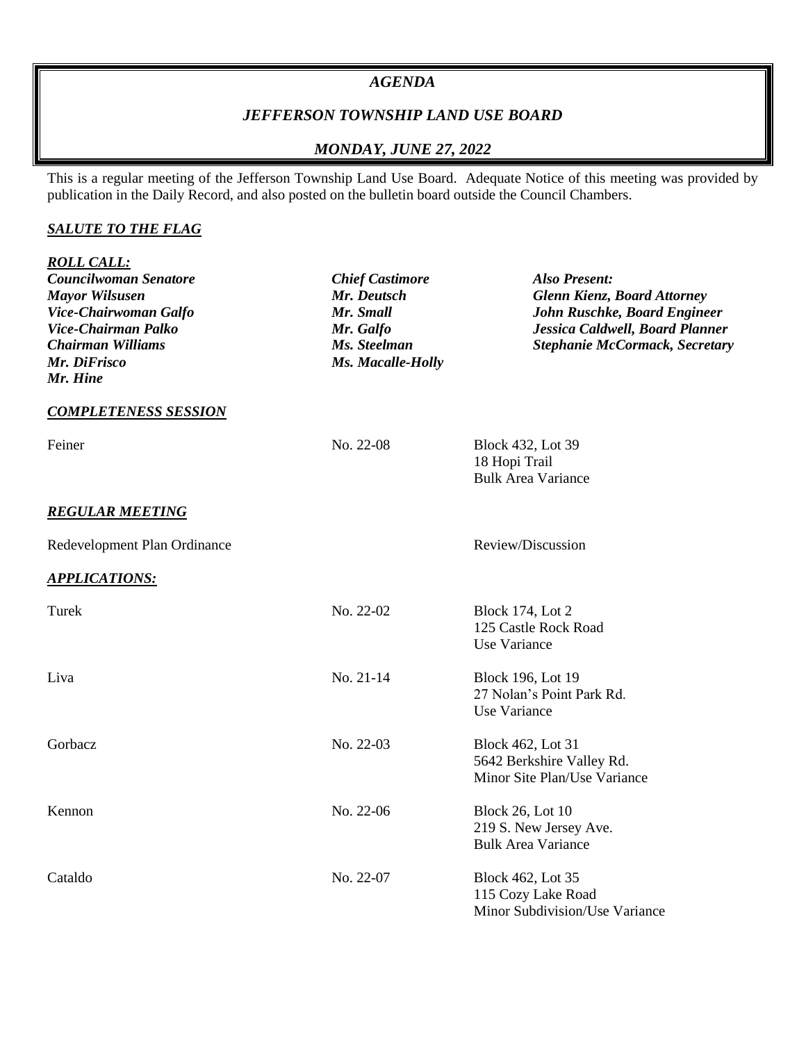# *AGENDA*

## *JEFFERSON TOWNSHIP LAND USE BOARD*

### *MONDAY, JUNE 27, 2022*

This is a regular meeting of the Jefferson Township Land Use Board. Adequate Notice of this meeting was provided by publication in the Daily Record, and also posted on the bulletin board outside the Council Chambers.

***SALUTE TO THE FLAG***

***ROLL CALL:***

| | | |
|---|---|---|
| ***Councilwoman Senatore*** | ***Chief Castimore*** | ***Also Present:*** |
| ***Mayor Wilsusen*** | ***Mr. Deutsch*** | ***Glenn Kienz, Board Attorney*** |
| ***Vice-Chairwoman Galfo*** | ***Mr. Small*** | ***John Ruschke, Board Engineer*** |
| ***Vice-Chairman Palko*** | ***Mr. Galfo*** | ***Jessica Caldwell, Board Planner*** |
| ***Chairman Williams*** | ***Ms. Steelman*** | ***Stephanie McCormack, Secretary*** |
| ***Mr. DiFrisco*** | ***Ms. Macalle-Holly*** | |
| ***Mr. Hine*** | | |

***COMPLETENESS SESSION***

| | | |
|---|---|---|
| Feiner | No. 22-08 | Block 432, Lot 39<br>18 Hopi Trail<br>Bulk Area Variance |

***REGULAR MEETING***

Redevelopment Plan Ordinance — Review/Discussion

***APPLICATIONS:***

| | | |
|---|---|---|
| Turek | No. 22-02 | Block 174, Lot 2<br>125 Castle Rock Road<br>Use Variance |
| Liva | No. 21-14 | Block 196, Lot 19<br>27 Nolan's Point Park Rd.<br>Use Variance |
| Gorbacz | No. 22-03 | Block 462, Lot 31<br>5642 Berkshire Valley Rd.<br>Minor Site Plan/Use Variance |
| Kennon | No. 22-06 | Block 26, Lot 10<br>219 S. New Jersey Ave.<br>Bulk Area Variance |
| Cataldo | No. 22-07 | Block 462, Lot 35<br>115 Cozy Lake Road<br>Minor Subdivision/Use Variance |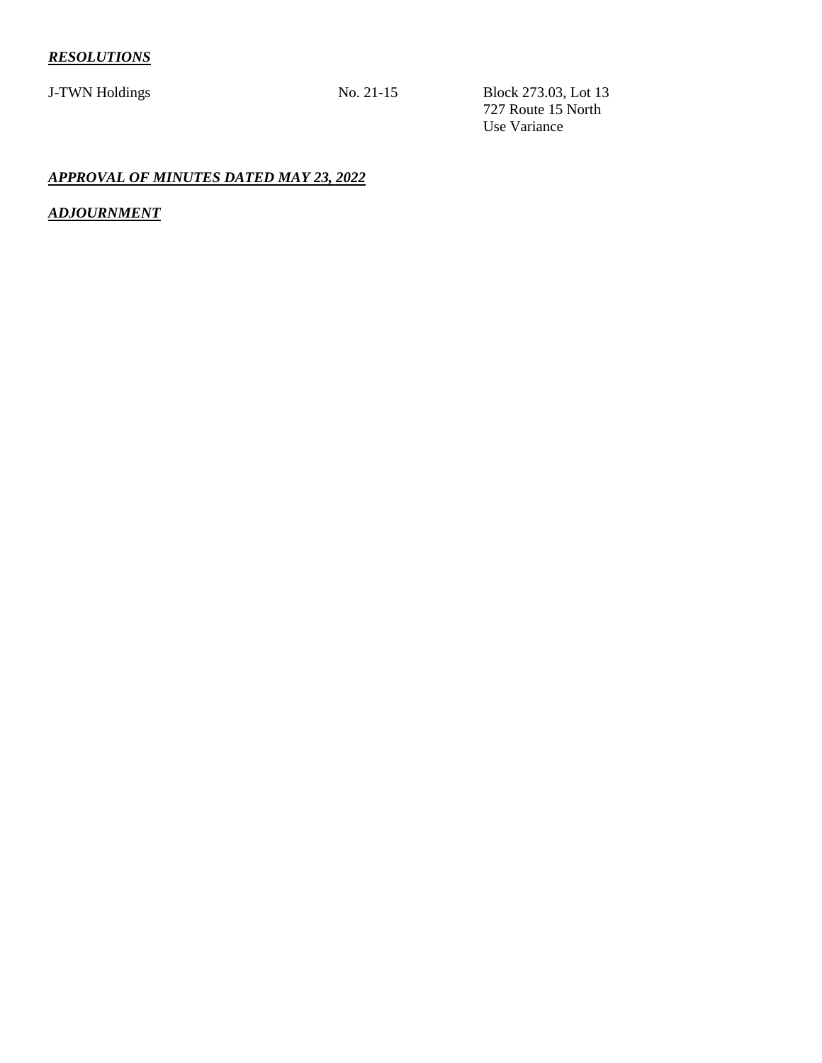***RESOLUTIONS***

| | | |
|---|---|---|
| J-TWN Holdings | No. 21-15 | Block 273.03, Lot 13<br>727 Route 15 North<br>Use Variance |

***APPROVAL OF MINUTES DATED MAY 23, 2022***

***ADJOURNMENT***